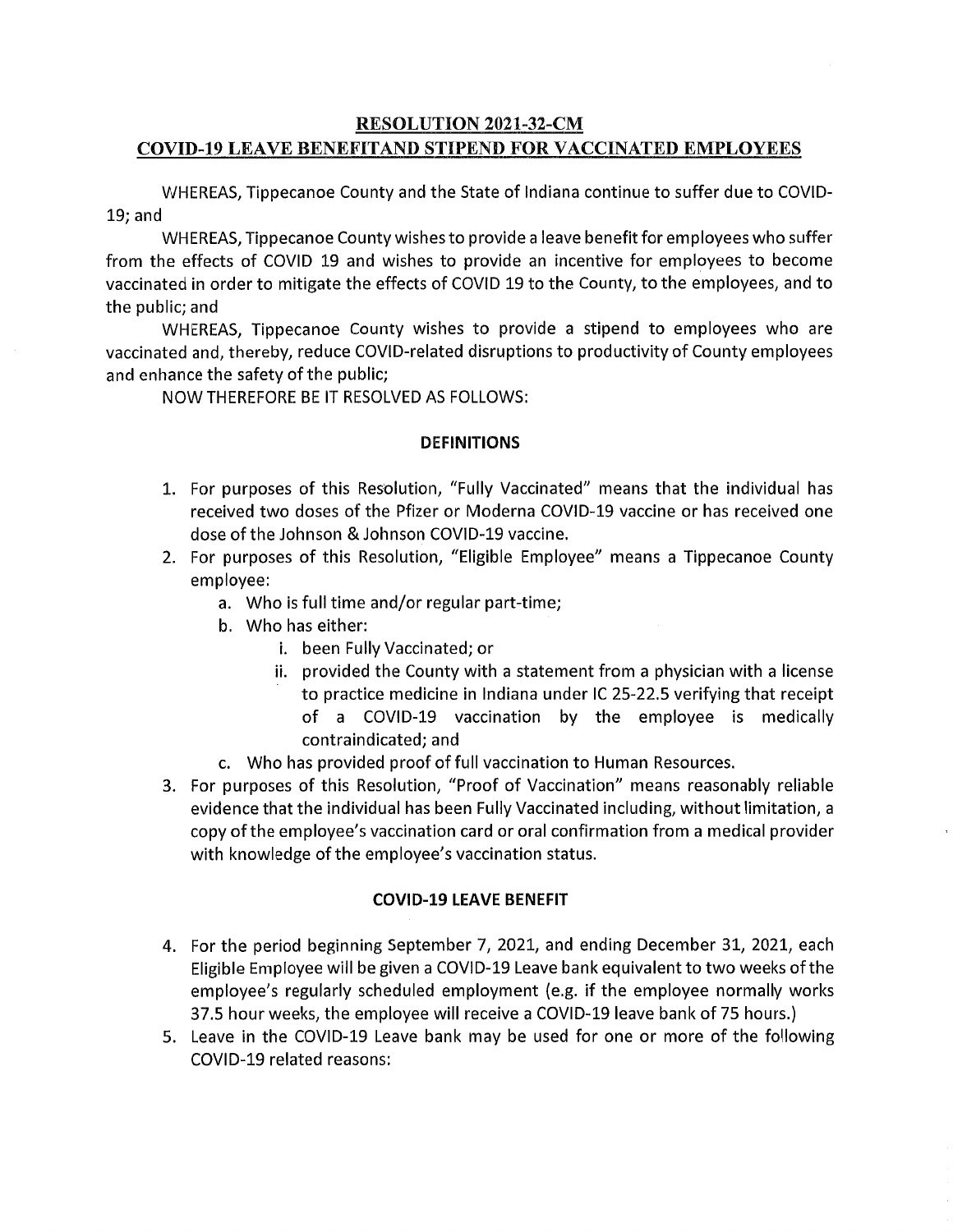# RESOLUTION 2021-32-CM

## COVID-19 LEAVE BENEFITAND STIPEND FOR VACCINATED EMPLOYEES

WHEREAS, Tippecanoe County and the State of Indiana continue to suffer due to COVID-19; and

WHEREAS, Tippecanoe County wishes to provide a leave benefit for employees who suffer from the effects of COVID 19 and wishes to provide an incentive for employees to become vaccinated in order to mitigate the effects of COVID 19 to the County, to the employees, and to the public; and

WHEREAS, Tippecanoe County wishes to provide a stipend to employees who are vaccinated and, thereby, reduce COVID-related disruptions to productivity of County employees and enhance the safety of the public;

NOW THEREFORE BE IT RESOLVED AS FOLLOWS:

### DEFINITIONS

1. For purposes of this Resolution, "Fully Vaccinated" means that the individual has received two doses of the Pfizer or Moderna COVID-19 vaccine or has received one dose of the Johnson & Johnson COVID-19 vaccine.
2. For purposes of this Resolution, "Eligible Employee" means a Tippecanoe County employee:
   a. Who is full time and/or regular part-time;
   b. Who has either:
      i. been Fully Vaccinated; or
      ii. provided the County with a statement from a physician with a license to practice medicine in Indiana under IC 25-22.5 verifying that receipt of a COVID-19 vaccination by the employee is medically contraindicated; and
   c. Who has provided proof of full vaccination to Human Resources.
3. For purposes of this Resolution, "Proof of Vaccination" means reasonably reliable evidence that the individual has been Fully Vaccinated including, without limitation, a copy of the employee's vaccination card or oral confirmation from a medical provider with knowledge of the employee's vaccination status.

### COVID-19 LEAVE BENEFIT

4. For the period beginning September 7, 2021, and ending December 31, 2021, each Eligible Employee will be given a COVID-19 Leave bank equivalent to two weeks of the employee's regularly scheduled employment (e.g. if the employee normally works 37.5 hour weeks, the employee will receive a COVID-19 leave bank of 75 hours.)
5. Leave in the COVID-19 Leave bank may be used for one or more of the following COVID-19 related reasons: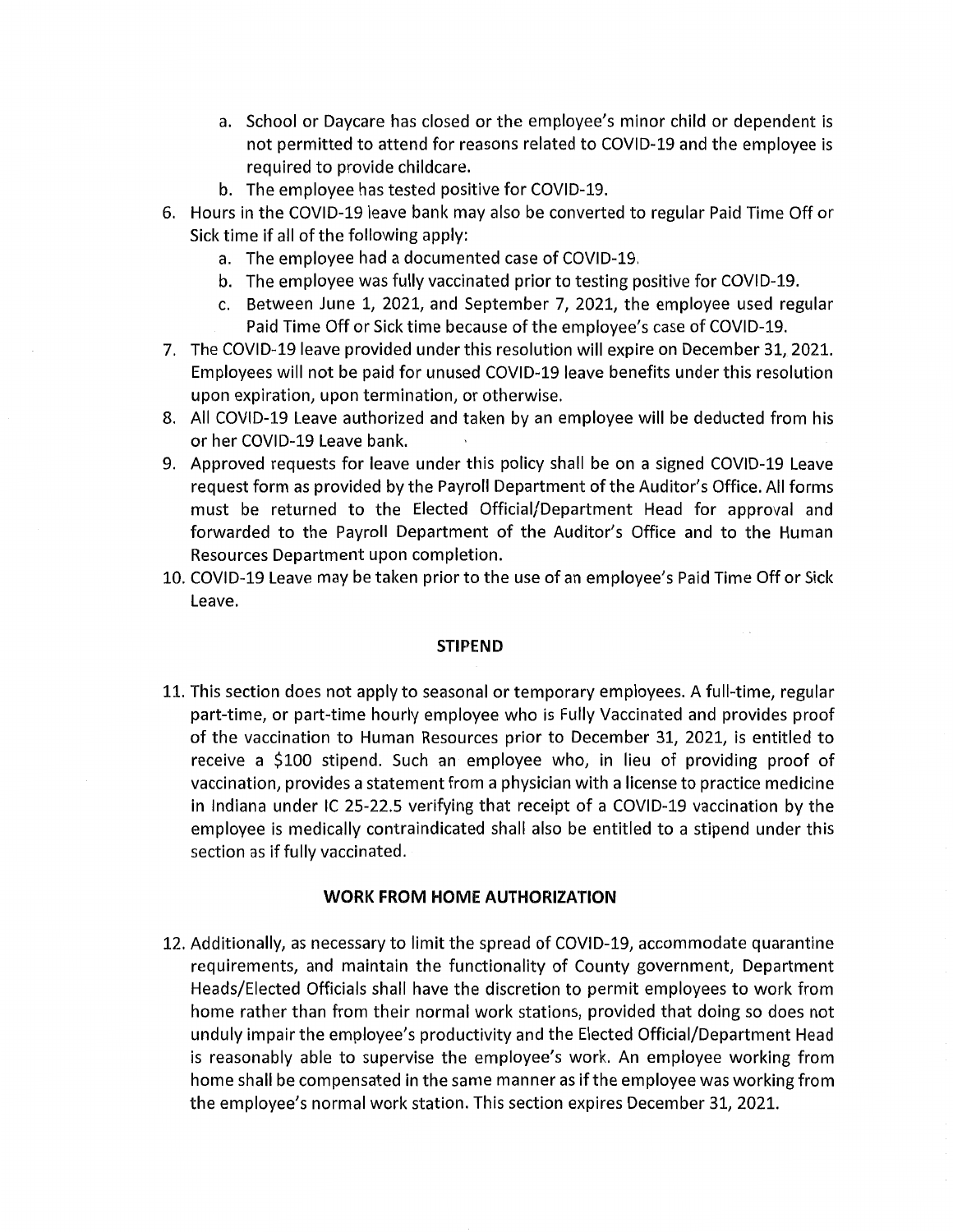a. School or Daycare has closed or the employee's minor child or dependent is not permitted to attend for reasons related to COVID-19 and the employee is required to provide childcare.
   b. The employee has tested positive for COVID-19.

6. Hours in the COVID-19 leave bank may also be converted to regular Paid Time Off or Sick time if all of the following apply:
   a. The employee had a documented case of COVID-19.
   b. The employee was fully vaccinated prior to testing positive for COVID-19.
   c. Between June 1, 2021, and September 7, 2021, the employee used regular Paid Time Off or Sick time because of the employee's case of COVID-19.

7. The COVID-19 leave provided under this resolution will expire on December 31, 2021. Employees will not be paid for unused COVID-19 leave benefits under this resolution upon expiration, upon termination, or otherwise.

8. All COVID-19 Leave authorized and taken by an employee will be deducted from his or her COVID-19 Leave bank.

9. Approved requests for leave under this policy shall be on a signed COVID-19 Leave request form as provided by the Payroll Department of the Auditor's Office. All forms must be returned to the Elected Official/Department Head for approval and forwarded to the Payroll Department of the Auditor's Office and to the Human Resources Department upon completion.

10. COVID-19 Leave may be taken prior to the use of an employee's Paid Time Off or Sick Leave.

## STIPEND

11. This section does not apply to seasonal or temporary employees. A full-time, regular part-time, or part-time hourly employee who is Fully Vaccinated and provides proof of the vaccination to Human Resources prior to December 31, 2021, is entitled to receive a $100 stipend. Such an employee who, in lieu of providing proof of vaccination, provides a statement from a physician with a license to practice medicine in Indiana under IC 25-22.5 verifying that receipt of a COVID-19 vaccination by the employee is medically contraindicated shall also be entitled to a stipend under this section as if fully vaccinated.

## WORK FROM HOME AUTHORIZATION

12. Additionally, as necessary to limit the spread of COVID-19, accommodate quarantine requirements, and maintain the functionality of County government, Department Heads/Elected Officials shall have the discretion to permit employees to work from home rather than from their normal work stations, provided that doing so does not unduly impair the employee's productivity and the Elected Official/Department Head is reasonably able to supervise the employee's work. An employee working from home shall be compensated in the same manner as if the employee was working from the employee's normal work station. This section expires December 31, 2021.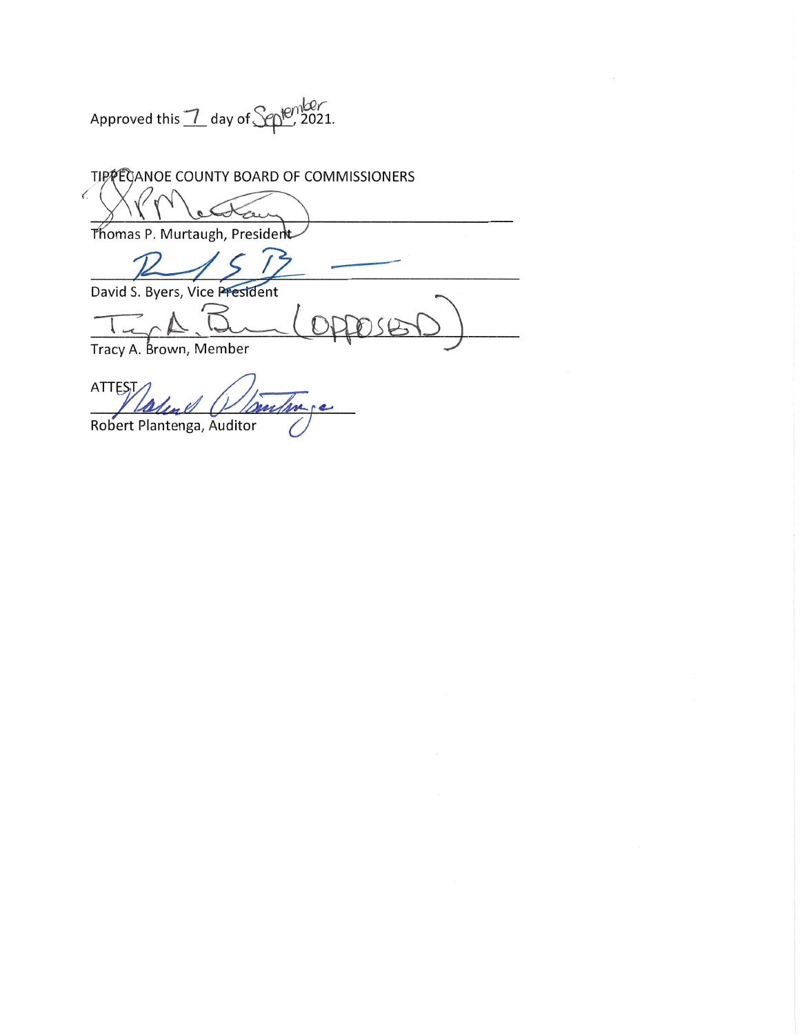Approved this 7 day of September, 2021.

TIPPECANOE COUNTY BOARD OF COMMISSIONERS

______________________________
Thomas P. Murtaugh, President

______________________________
David S. Byers, Vice President

______________________________ (OPPOSED)
Tracy A. Brown, Member

ATTEST ______________________________
Robert Plantenga, Auditor